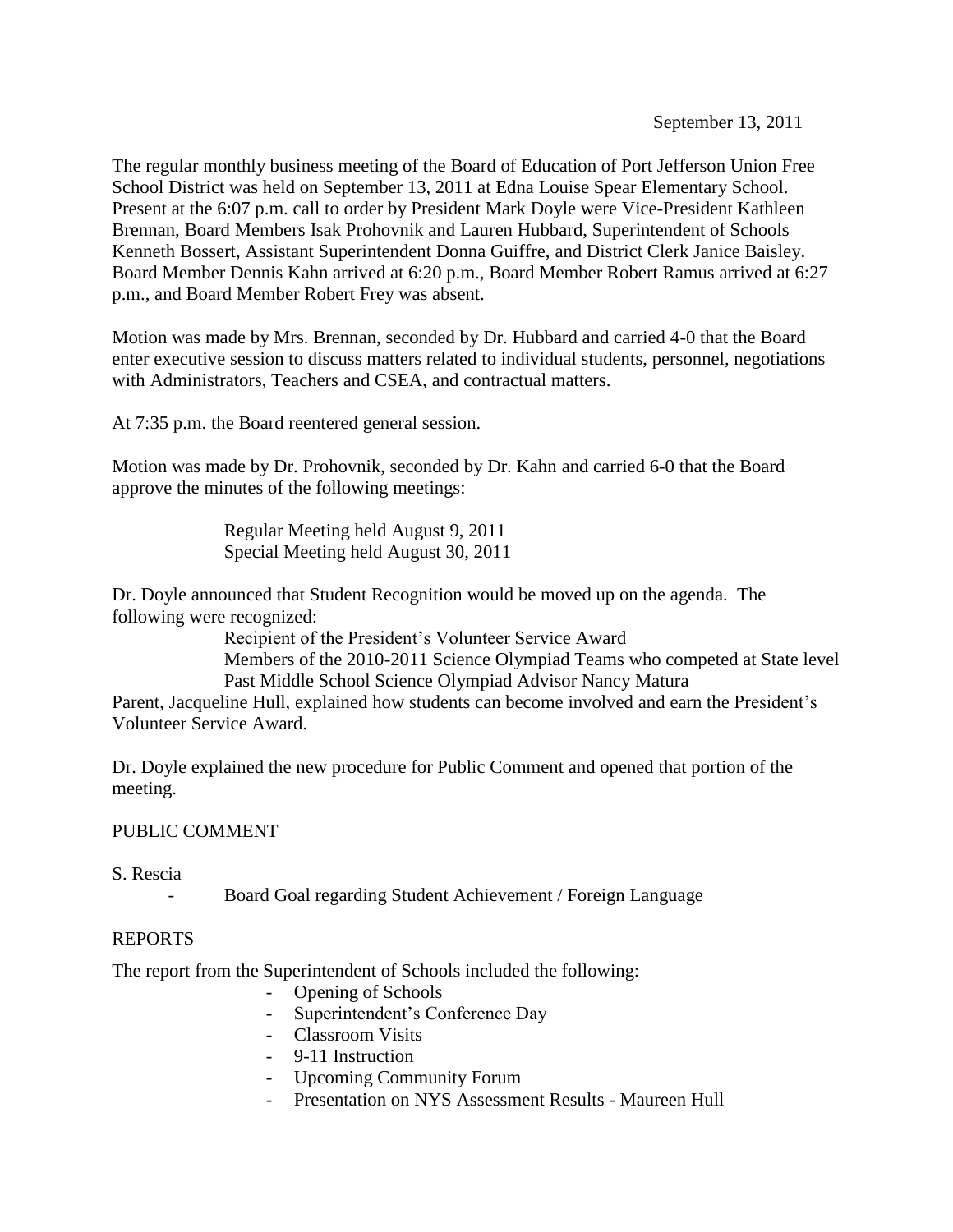September 13, 2011

The regular monthly business meeting of the Board of Education of Port Jefferson Union Free School District was held on September 13, 2011 at Edna Louise Spear Elementary School. Present at the 6:07 p.m. call to order by President Mark Doyle were Vice-President Kathleen Brennan, Board Members Isak Prohovnik and Lauren Hubbard, Superintendent of Schools Kenneth Bossert, Assistant Superintendent Donna Guiffre, and District Clerk Janice Baisley. Board Member Dennis Kahn arrived at 6:20 p.m., Board Member Robert Ramus arrived at 6:27 p.m., and Board Member Robert Frey was absent.

Motion was made by Mrs. Brennan, seconded by Dr. Hubbard and carried 4-0 that the Board enter executive session to discuss matters related to individual students, personnel, negotiations with Administrators, Teachers and CSEA, and contractual matters.

At 7:35 p.m. the Board reentered general session.

Motion was made by Dr. Prohovnik, seconded by Dr. Kahn and carried 6-0 that the Board approve the minutes of the following meetings:

Regular Meeting held August 9, 2011
Special Meeting held August 30, 2011

Dr. Doyle announced that Student Recognition would be moved up on the agenda. The following were recognized:

Recipient of the President's Volunteer Service Award
Members of the 2010-2011 Science Olympiad Teams who competed at State level
Past Middle School Science Olympiad Advisor Nancy Matura

Parent, Jacqueline Hull, explained how students can become involved and earn the President's Volunteer Service Award.

Dr. Doyle explained the new procedure for Public Comment and opened that portion of the meeting.

PUBLIC COMMENT

S. Rescia

- Board Goal regarding Student Achievement / Foreign Language

REPORTS

The report from the Superintendent of Schools included the following:

- Opening of Schools
- Superintendent's Conference Day
- Classroom Visits
- 9-11 Instruction
- Upcoming Community Forum
- Presentation on NYS Assessment Results - Maureen Hull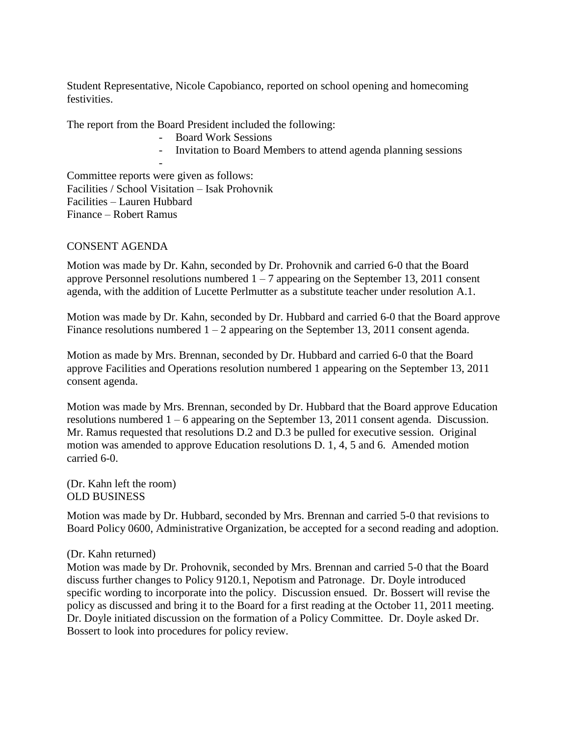Student Representative, Nicole Capobianco, reported on school opening and homecoming festivities.

The report from the Board President included the following:

- Board Work Sessions
- Invitation to Board Members to attend agenda planning sessions
-

Committee reports were given as follows:
Facilities / School Visitation – Isak Prohovnik
Facilities – Lauren Hubbard
Finance – Robert Ramus

CONSENT AGENDA

Motion was made by Dr. Kahn, seconded by Dr. Prohovnik and carried 6-0 that the Board approve Personnel resolutions numbered 1 – 7 appearing on the September 13, 2011 consent agenda, with the addition of Lucette Perlmutter as a substitute teacher under resolution A.1.

Motion was made by Dr. Kahn, seconded by Dr. Hubbard and carried 6-0 that the Board approve Finance resolutions numbered 1 – 2 appearing on the September 13, 2011 consent agenda.

Motion as made by Mrs. Brennan, seconded by Dr. Hubbard and carried 6-0 that the Board approve Facilities and Operations resolution numbered 1 appearing on the September 13, 2011 consent agenda.

Motion was made by Mrs. Brennan, seconded by Dr. Hubbard that the Board approve Education resolutions numbered 1 – 6 appearing on the September 13, 2011 consent agenda. Discussion. Mr. Ramus requested that resolutions D.2 and D.3 be pulled for executive session. Original motion was amended to approve Education resolutions D. 1, 4, 5 and 6. Amended motion carried 6-0.

(Dr. Kahn left the room)
OLD BUSINESS

Motion was made by Dr. Hubbard, seconded by Mrs. Brennan and carried 5-0 that revisions to Board Policy 0600, Administrative Organization, be accepted for a second reading and adoption.

(Dr. Kahn returned)
Motion was made by Dr. Prohovnik, seconded by Mrs. Brennan and carried 5-0 that the Board discuss further changes to Policy 9120.1, Nepotism and Patronage. Dr. Doyle introduced specific wording to incorporate into the policy. Discussion ensued. Dr. Bossert will revise the policy as discussed and bring it to the Board for a first reading at the October 11, 2011 meeting. Dr. Doyle initiated discussion on the formation of a Policy Committee. Dr. Doyle asked Dr. Bossert to look into procedures for policy review.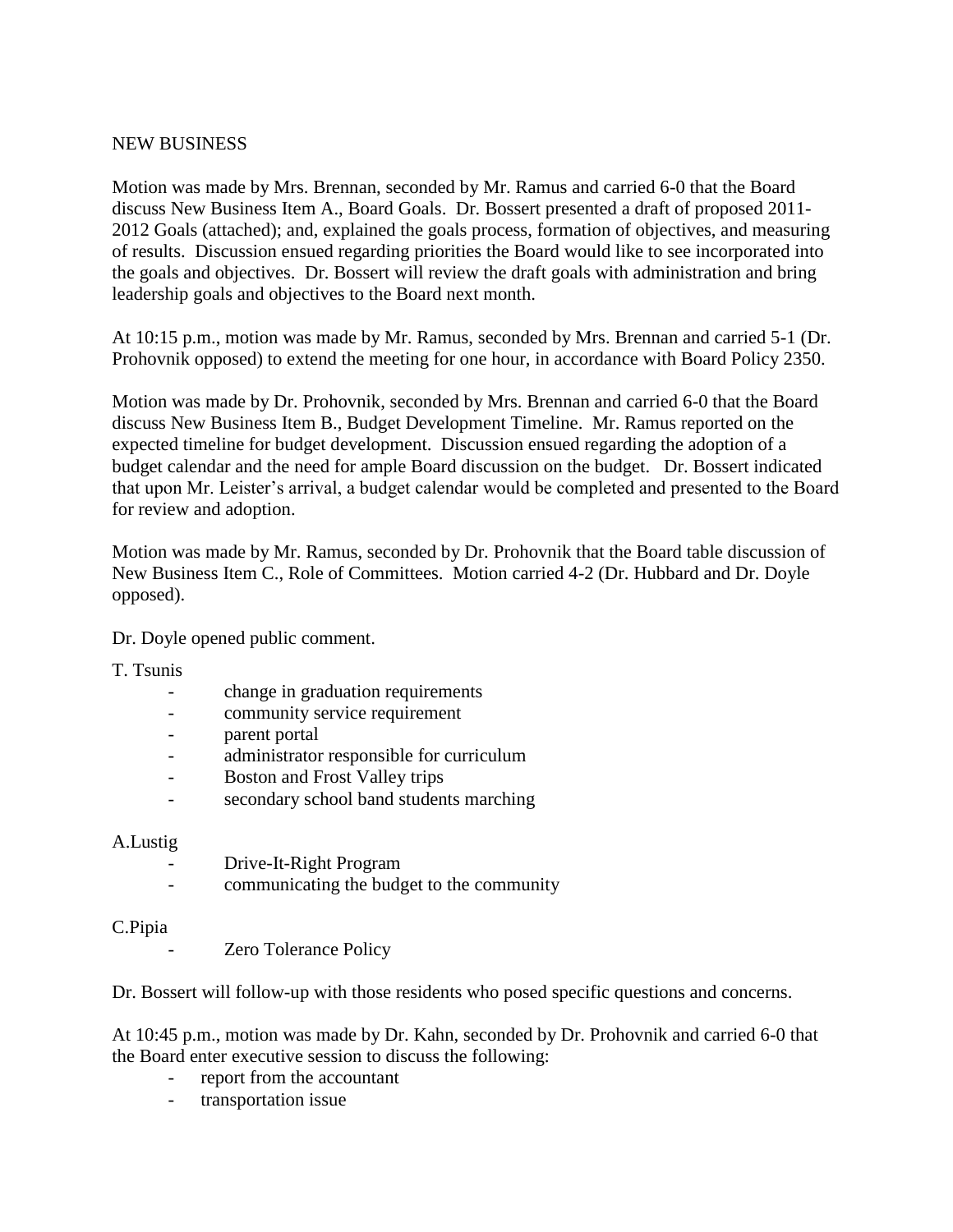NEW BUSINESS

Motion was made by Mrs. Brennan, seconded by Mr. Ramus and carried 6-0 that the Board discuss New Business Item A., Board Goals. Dr. Bossert presented a draft of proposed 2011-2012 Goals (attached); and, explained the goals process, formation of objectives, and measuring of results. Discussion ensued regarding priorities the Board would like to see incorporated into the goals and objectives. Dr. Bossert will review the draft goals with administration and bring leadership goals and objectives to the Board next month.

At 10:15 p.m., motion was made by Mr. Ramus, seconded by Mrs. Brennan and carried 5-1 (Dr. Prohovnik opposed) to extend the meeting for one hour, in accordance with Board Policy 2350.

Motion was made by Dr. Prohovnik, seconded by Mrs. Brennan and carried 6-0 that the Board discuss New Business Item B., Budget Development Timeline. Mr. Ramus reported on the expected timeline for budget development. Discussion ensued regarding the adoption of a budget calendar and the need for ample Board discussion on the budget. Dr. Bossert indicated that upon Mr. Leister's arrival, a budget calendar would be completed and presented to the Board for review and adoption.

Motion was made by Mr. Ramus, seconded by Dr. Prohovnik that the Board table discussion of New Business Item C., Role of Committees. Motion carried 4-2 (Dr. Hubbard and Dr. Doyle opposed).

Dr. Doyle opened public comment.

T. Tsunis

- change in graduation requirements
- community service requirement
- parent portal
- administrator responsible for curriculum
- Boston and Frost Valley trips
- secondary school band students marching

A.Lustig

- Drive-It-Right Program
- communicating the budget to the community

C.Pipia

- Zero Tolerance Policy

Dr. Bossert will follow-up with those residents who posed specific questions and concerns.

At 10:45 p.m., motion was made by Dr. Kahn, seconded by Dr. Prohovnik and carried 6-0 that the Board enter executive session to discuss the following:

- report from the accountant
- transportation issue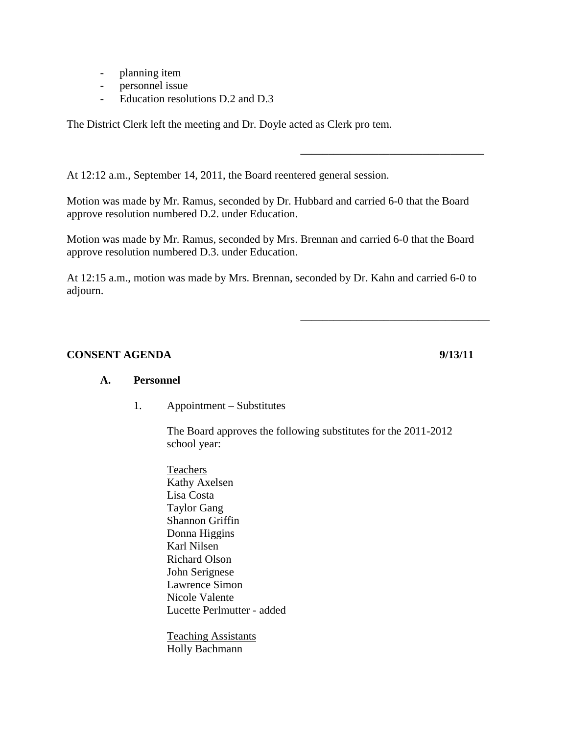- planning item
- personnel issue
- Education resolutions D.2 and D.3

The District Clerk left the meeting and Dr. Doyle acted as Clerk pro tem.

\_\_\_\_\_\_\_\_\_\_\_\_\_\_\_\_\_\_\_\_\_\_\_\_\_\_\_\_\_\_\_\_\_\_

At 12:12 a.m., September 14, 2011, the Board reentered general session.

Motion was made by Mr. Ramus, seconded by Dr. Hubbard and carried 6-0 that the Board approve resolution numbered D.2. under Education.

Motion was made by Mr. Ramus, seconded by Mrs. Brennan and carried 6-0 that the Board approve resolution numbered D.3. under Education.

At 12:15 a.m., motion was made by Mrs. Brennan, seconded by Dr. Kahn and carried 6-0 to adjourn.

\_\_\_\_\_\_\_\_\_\_\_\_\_\_\_\_\_\_\_\_\_\_\_\_\_\_\_\_\_\_\_\_\_\_

**CONSENT AGENDA** **9/13/11**

**A. Personnel**

1. Appointment – Substitutes

   The Board approves the following substitutes for the 2011-2012 school year:

   Teachers
   Kathy Axelsen
   Lisa Costa
   Taylor Gang
   Shannon Griffin
   Donna Higgins
   Karl Nilsen
   Richard Olson
   John Serignese
   Lawrence Simon
   Nicole Valente
   Lucette Perlmutter - added

   Teaching Assistants
   Holly Bachmann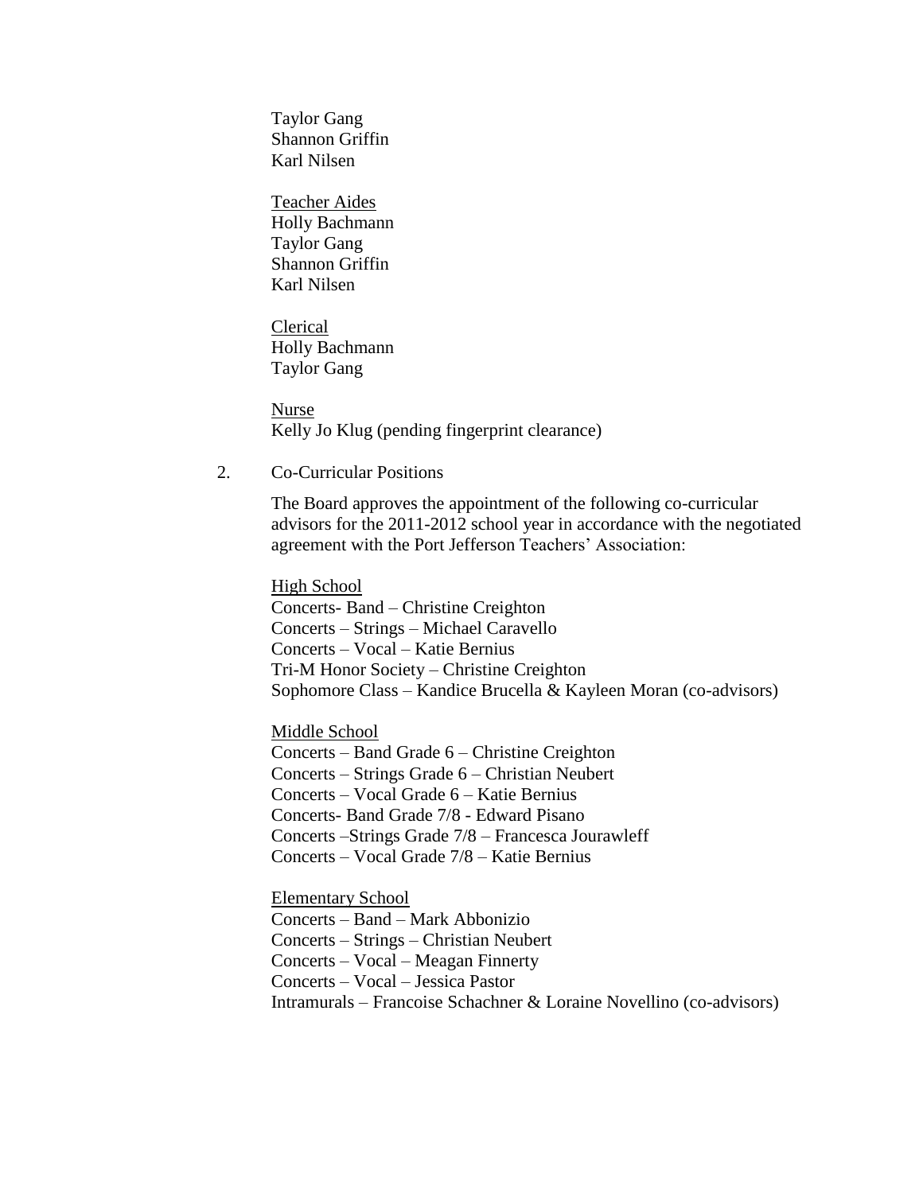Taylor Gang
Shannon Griffin
Karl Nilsen

<u>Teacher Aides</u>
Holly Bachmann
Taylor Gang
Shannon Griffin
Karl Nilsen

<u>Clerical</u>
Holly Bachmann
Taylor Gang

<u>Nurse</u>
Kelly Jo Klug (pending fingerprint clearance)

2. Co-Curricular Positions

The Board approves the appointment of the following co-curricular advisors for the 2011-2012 school year in accordance with the negotiated agreement with the Port Jefferson Teachers' Association:

<u>High School</u>
Concerts- Band – Christine Creighton
Concerts – Strings – Michael Caravello
Concerts – Vocal – Katie Bernius
Tri-M Honor Society – Christine Creighton
Sophomore Class – Kandice Brucella & Kayleen Moran (co-advisors)

<u>Middle School</u>
Concerts – Band Grade 6 – Christine Creighton
Concerts – Strings Grade 6 – Christian Neubert
Concerts – Vocal Grade 6 – Katie Bernius
Concerts- Band Grade 7/8 - Edward Pisano
Concerts –Strings Grade 7/8 – Francesca Jourawleff
Concerts – Vocal Grade 7/8 – Katie Bernius

<u>Elementary School</u>
Concerts – Band – Mark Abbonizio
Concerts – Strings – Christian Neubert
Concerts – Vocal – Meagan Finnerty
Concerts – Vocal – Jessica Pastor
Intramurals – Francoise Schachner & Loraine Novellino (co-advisors)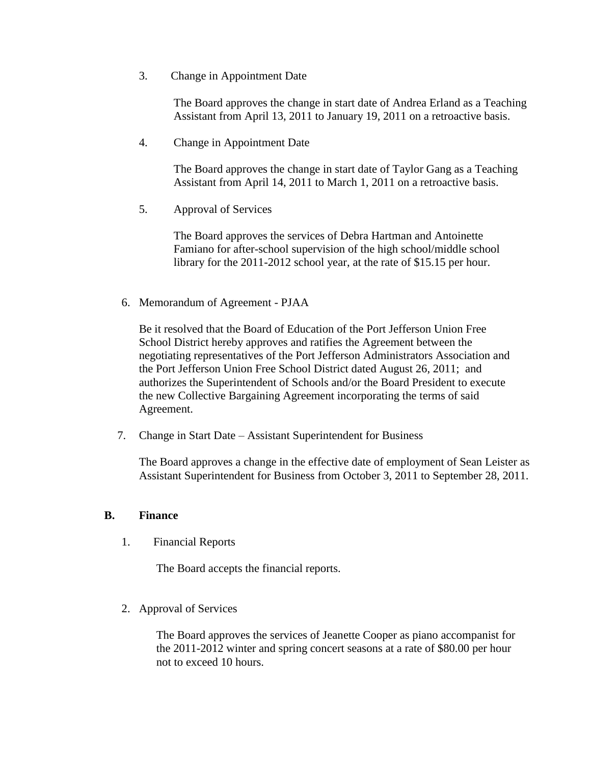3. Change in Appointment Date

   The Board approves the change in start date of Andrea Erland as a Teaching Assistant from April 13, 2011 to January 19, 2011 on a retroactive basis.

4. Change in Appointment Date

   The Board approves the change in start date of Taylor Gang as a Teaching Assistant from April 14, 2011 to March 1, 2011 on a retroactive basis.

5. Approval of Services

   The Board approves the services of Debra Hartman and Antoinette Famiano for after-school supervision of the high school/middle school library for the 2011-2012 school year, at the rate of $15.15 per hour.

6. Memorandum of Agreement - PJAA

   Be it resolved that the Board of Education of the Port Jefferson Union Free School District hereby approves and ratifies the Agreement between the negotiating representatives of the Port Jefferson Administrators Association and the Port Jefferson Union Free School District dated August 26, 2011; and authorizes the Superintendent of Schools and/or the Board President to execute the new Collective Bargaining Agreement incorporating the terms of said Agreement.

7. Change in Start Date – Assistant Superintendent for Business

   The Board approves a change in the effective date of employment of Sean Leister as Assistant Superintendent for Business from October 3, 2011 to September 28, 2011.

**B. Finance**

1. Financial Reports

   The Board accepts the financial reports.

2. Approval of Services

   The Board approves the services of Jeanette Cooper as piano accompanist for the 2011-2012 winter and spring concert seasons at a rate of $80.00 per hour not to exceed 10 hours.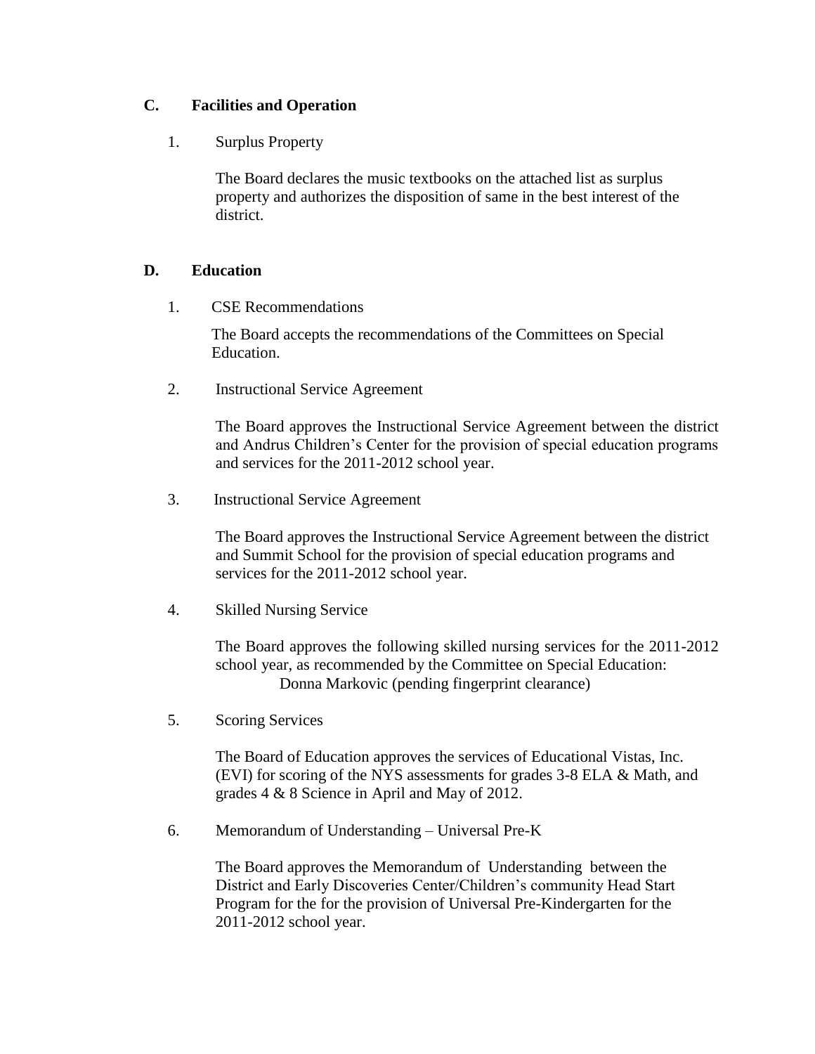## C. Facilities and Operation

1. Surplus Property

   The Board declares the music textbooks on the attached list as surplus property and authorizes the disposition of same in the best interest of the district.

## D. Education

1. CSE Recommendations

   The Board accepts the recommendations of the Committees on Special Education.

2. Instructional Service Agreement

   The Board approves the Instructional Service Agreement between the district and Andrus Children's Center for the provision of special education programs and services for the 2011-2012 school year.

3. Instructional Service Agreement

   The Board approves the Instructional Service Agreement between the district and Summit School for the provision of special education programs and services for the 2011-2012 school year.

4. Skilled Nursing Service

   The Board approves the following skilled nursing services for the 2011-2012 school year, as recommended by the Committee on Special Education:

   Donna Markovic (pending fingerprint clearance)

5. Scoring Services

   The Board of Education approves the services of Educational Vistas, Inc. (EVI) for scoring of the NYS assessments for grades 3-8 ELA & Math, and grades 4 & 8 Science in April and May of 2012.

6. Memorandum of Understanding – Universal Pre-K

   The Board approves the Memorandum of Understanding between the District and Early Discoveries Center/Children's community Head Start Program for the for the provision of Universal Pre-Kindergarten for the 2011-2012 school year.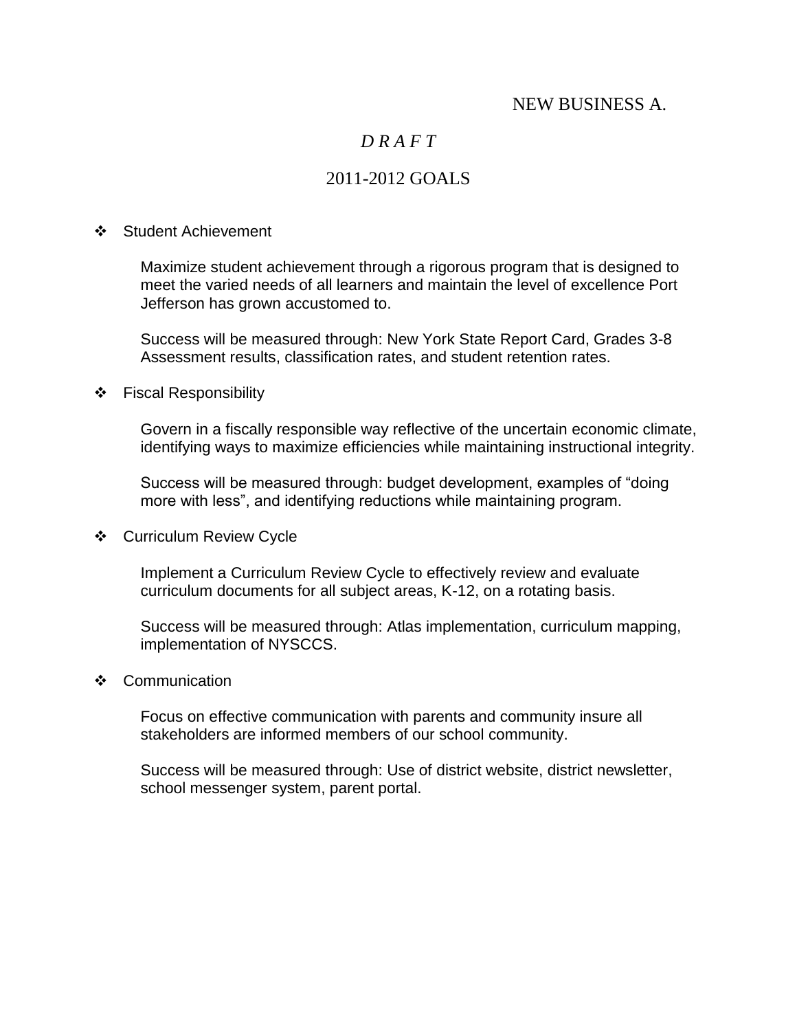NEW BUSINESS A.

*D R A F T*

# 2011-2012 GOALS

- Student Achievement

  Maximize student achievement through a rigorous program that is designed to meet the varied needs of all learners and maintain the level of excellence Port Jefferson has grown accustomed to.

  Success will be measured through: New York State Report Card, Grades 3-8 Assessment results, classification rates, and student retention rates.

- Fiscal Responsibility

  Govern in a fiscally responsible way reflective of the uncertain economic climate, identifying ways to maximize efficiencies while maintaining instructional integrity.

  Success will be measured through: budget development, examples of "doing more with less", and identifying reductions while maintaining program.

- Curriculum Review Cycle

  Implement a Curriculum Review Cycle to effectively review and evaluate curriculum documents for all subject areas, K-12, on a rotating basis.

  Success will be measured through: Atlas implementation, curriculum mapping, implementation of NYSCCS.

- Communication

  Focus on effective communication with parents and community insure all stakeholders are informed members of our school community.

  Success will be measured through: Use of district website, district newsletter, school messenger system, parent portal.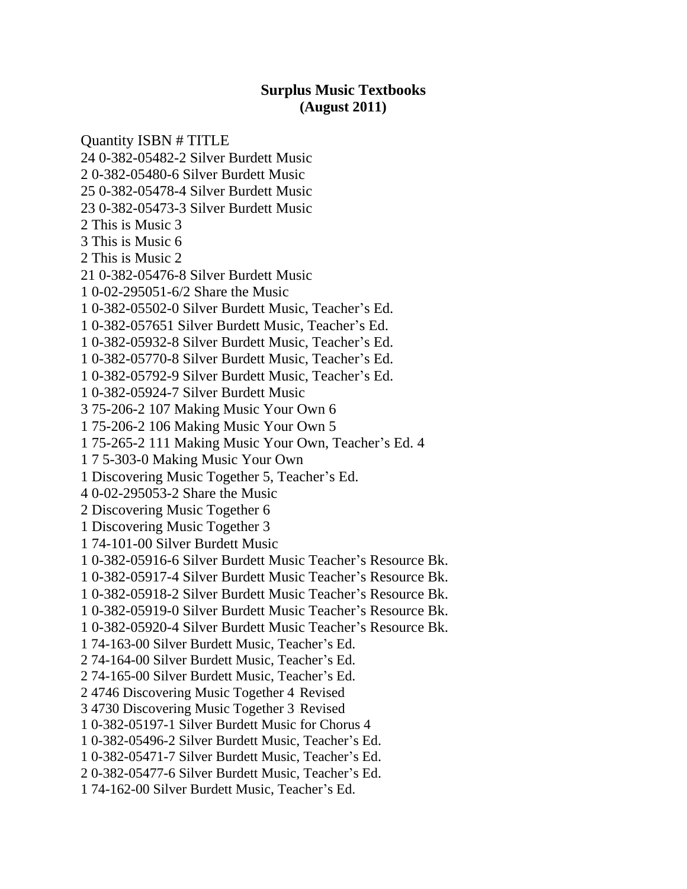**Surplus Music Textbooks**
**(August 2011)**

Quantity ISBN # TITLE
24 0-382-05482-2 Silver Burdett Music
2 0-382-05480-6 Silver Burdett Music
25 0-382-05478-4 Silver Burdett Music
23 0-382-05473-3 Silver Burdett Music
2 This is Music 3
3 This is Music 6
2 This is Music 2
21 0-382-05476-8 Silver Burdett Music
1 0-02-295051-6/2 Share the Music
1 0-382-05502-0 Silver Burdett Music, Teacher's Ed.
1 0-382-057651 Silver Burdett Music, Teacher's Ed.
1 0-382-05932-8 Silver Burdett Music, Teacher's Ed.
1 0-382-05770-8 Silver Burdett Music, Teacher's Ed.
1 0-382-05792-9 Silver Burdett Music, Teacher's Ed.
1 0-382-05924-7 Silver Burdett Music
3 75-206-2 107 Making Music Your Own 6
1 75-206-2 106 Making Music Your Own 5
1 75-265-2 111 Making Music Your Own, Teacher's Ed. 4
1 7 5-303-0 Making Music Your Own
1 Discovering Music Together 5, Teacher's Ed.
4 0-02-295053-2 Share the Music
2 Discovering Music Together 6
1 Discovering Music Together 3
1 74-101-00 Silver Burdett Music
1 0-382-05916-6 Silver Burdett Music Teacher's Resource Bk.
1 0-382-05917-4 Silver Burdett Music Teacher's Resource Bk.
1 0-382-05918-2 Silver Burdett Music Teacher's Resource Bk.
1 0-382-05919-0 Silver Burdett Music Teacher's Resource Bk.
1 0-382-05920-4 Silver Burdett Music Teacher's Resource Bk.
1 74-163-00 Silver Burdett Music, Teacher's Ed.
2 74-164-00 Silver Burdett Music, Teacher's Ed.
2 74-165-00 Silver Burdett Music, Teacher's Ed.
2 4746 Discovering Music Together 4 Revised
3 4730 Discovering Music Together 3 Revised
1 0-382-05197-1 Silver Burdett Music for Chorus 4
1 0-382-05496-2 Silver Burdett Music, Teacher's Ed.
1 0-382-05471-7 Silver Burdett Music, Teacher's Ed.
2 0-382-05477-6 Silver Burdett Music, Teacher's Ed.
1 74-162-00 Silver Burdett Music, Teacher's Ed.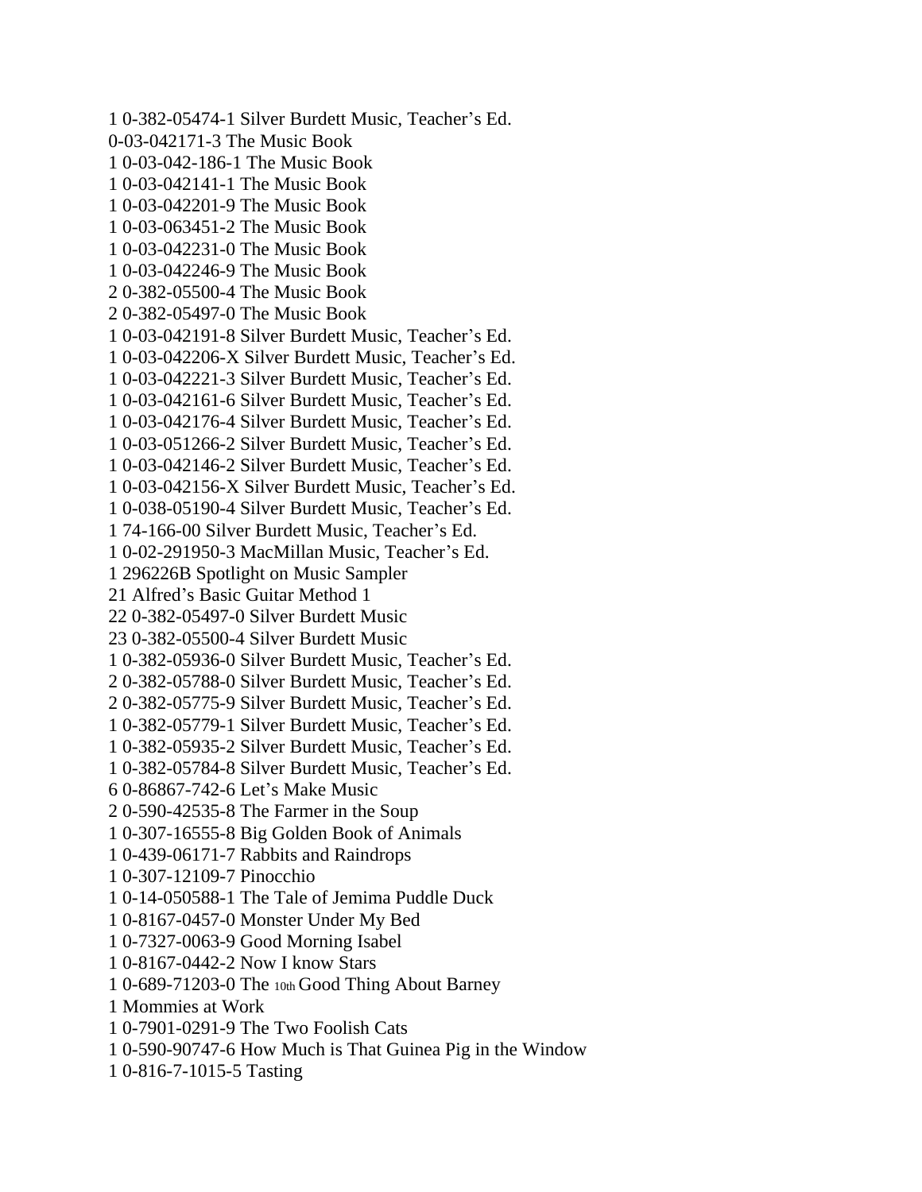1 0-382-05474-1 Silver Burdett Music, Teacher's Ed.
0-03-042171-3 The Music Book
1 0-03-042-186-1 The Music Book
1 0-03-042141-1 The Music Book
1 0-03-042201-9 The Music Book
1 0-03-063451-2 The Music Book
1 0-03-042231-0 The Music Book
1 0-03-042246-9 The Music Book
2 0-382-05500-4 The Music Book
2 0-382-05497-0 The Music Book
1 0-03-042191-8 Silver Burdett Music, Teacher's Ed.
1 0-03-042206-X Silver Burdett Music, Teacher's Ed.
1 0-03-042221-3 Silver Burdett Music, Teacher's Ed.
1 0-03-042161-6 Silver Burdett Music, Teacher's Ed.
1 0-03-042176-4 Silver Burdett Music, Teacher's Ed.
1 0-03-051266-2 Silver Burdett Music, Teacher's Ed.
1 0-03-042146-2 Silver Burdett Music, Teacher's Ed.
1 0-03-042156-X Silver Burdett Music, Teacher's Ed.
1 0-038-05190-4 Silver Burdett Music, Teacher's Ed.
1 74-166-00 Silver Burdett Music, Teacher's Ed.
1 0-02-291950-3 MacMillan Music, Teacher's Ed.
1 296226B Spotlight on Music Sampler
21 Alfred's Basic Guitar Method 1
22 0-382-05497-0 Silver Burdett Music
23 0-382-05500-4 Silver Burdett Music
1 0-382-05936-0 Silver Burdett Music, Teacher's Ed.
2 0-382-05788-0 Silver Burdett Music, Teacher's Ed.
2 0-382-05775-9 Silver Burdett Music, Teacher's Ed.
1 0-382-05779-1 Silver Burdett Music, Teacher's Ed.
1 0-382-05935-2 Silver Burdett Music, Teacher's Ed.
1 0-382-05784-8 Silver Burdett Music, Teacher's Ed.
6 0-86867-742-6 Let's Make Music
2 0-590-42535-8 The Farmer in the Soup
1 0-307-16555-8 Big Golden Book of Animals
1 0-439-06171-7 Rabbits and Raindrops
1 0-307-12109-7 Pinocchio
1 0-14-050588-1 The Tale of Jemima Puddle Duck
1 0-8167-0457-0 Monster Under My Bed
1 0-7327-0063-9 Good Morning Isabel
1 0-8167-0442-2 Now I know Stars
1 0-689-71203-0 The 10th Good Thing About Barney
1 Mommies at Work
1 0-7901-0291-9 The Two Foolish Cats
1 0-590-90747-6 How Much is That Guinea Pig in the Window
1 0-816-7-1015-5 Tasting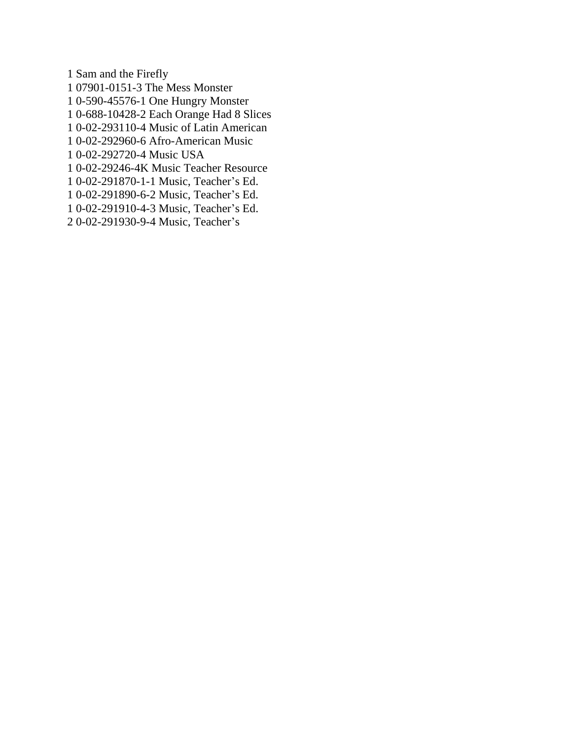1 Sam and the Firefly
1 07901-0151-3 The Mess Monster
1 0-590-45576-1 One Hungry Monster
1 0-688-10428-2 Each Orange Had 8 Slices
1 0-02-293110-4 Music of Latin American
1 0-02-292960-6 Afro-American Music
1 0-02-292720-4 Music USA
1 0-02-29246-4K Music Teacher Resource
1 0-02-291870-1-1 Music, Teacher's Ed.
1 0-02-291890-6-2 Music, Teacher's Ed.
1 0-02-291910-4-3 Music, Teacher's Ed.
2 0-02-291930-9-4 Music, Teacher's